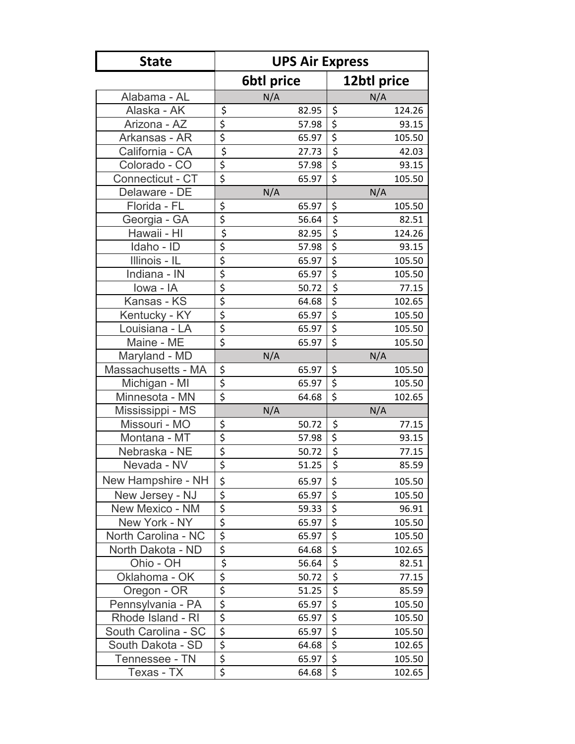| State | UPS Air Express | |
|---|---|---|
| | 6btl price | 12btl price |
| Alabama - AL | N/A | N/A |
| Alaska - AK | $ 82.95 | $ 124.26 |
| Arizona - AZ | $ 57.98 | $ 93.15 |
| Arkansas - AR | $ 65.97 | $ 105.50 |
| California - CA | $ 27.73 | $ 42.03 |
| Colorado - CO | $ 57.98 | $ 93.15 |
| Connecticut - CT | $ 65.97 | $ 105.50 |
| Delaware - DE | N/A | N/A |
| Florida - FL | $ 65.97 | $ 105.50 |
| Georgia - GA | $ 56.64 | $ 82.51 |
| Hawaii - HI | $ 82.95 | $ 124.26 |
| Idaho - ID | $ 57.98 | $ 93.15 |
| Illinois - IL | $ 65.97 | $ 105.50 |
| Indiana - IN | $ 65.97 | $ 105.50 |
| Iowa - IA | $ 50.72 | $ 77.15 |
| Kansas - KS | $ 64.68 | $ 102.65 |
| Kentucky - KY | $ 65.97 | $ 105.50 |
| Louisiana - LA | $ 65.97 | $ 105.50 |
| Maine - ME | $ 65.97 | $ 105.50 |
| Maryland - MD | N/A | N/A |
| Massachusetts - MA | $ 65.97 | $ 105.50 |
| Michigan - MI | $ 65.97 | $ 105.50 |
| Minnesota - MN | $ 64.68 | $ 102.65 |
| Mississippi - MS | N/A | N/A |
| Missouri - MO | $ 50.72 | $ 77.15 |
| Montana - MT | $ 57.98 | $ 93.15 |
| Nebraska - NE | $ 50.72 | $ 77.15 |
| Nevada - NV | $ 51.25 | $ 85.59 |
| New Hampshire - NH | $ 65.97 | $ 105.50 |
| New Jersey - NJ | $ 65.97 | $ 105.50 |
| New Mexico - NM | $ 59.33 | $ 96.91 |
| New York - NY | $ 65.97 | $ 105.50 |
| North Carolina - NC | $ 65.97 | $ 105.50 |
| North Dakota - ND | $ 64.68 | $ 102.65 |
| Ohio - OH | $ 56.64 | $ 82.51 |
| Oklahoma - OK | $ 50.72 | $ 77.15 |
| Oregon - OR | $ 51.25 | $ 85.59 |
| Pennsylvania - PA | $ 65.97 | $ 105.50 |
| Rhode Island - RI | $ 65.97 | $ 105.50 |
| South Carolina - SC | $ 65.97 | $ 105.50 |
| South Dakota - SD | $ 64.68 | $ 102.65 |
| Tennessee - TN | $ 65.97 | $ 105.50 |
| Texas - TX | $ 64.68 | $ 102.65 |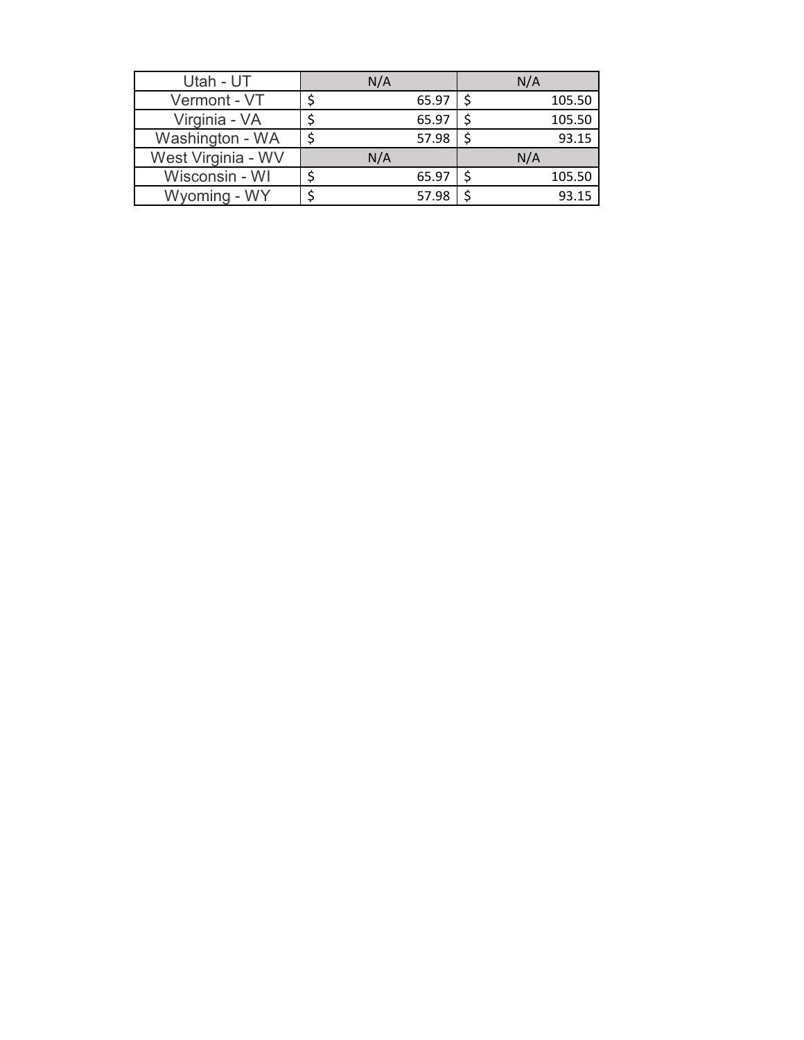| | | |
|---|---|---|
| Utah - UT | N/A | N/A |
| Vermont - VT | $ 65.97 | $ 105.50 |
| Virginia - VA | $ 65.97 | $ 105.50 |
| Washington - WA | $ 57.98 | $ 93.15 |
| West Virginia - WV | N/A | N/A |
| Wisconsin - WI | $ 65.97 | $ 105.50 |
| Wyoming - WY | $ 57.98 | $ 93.15 |